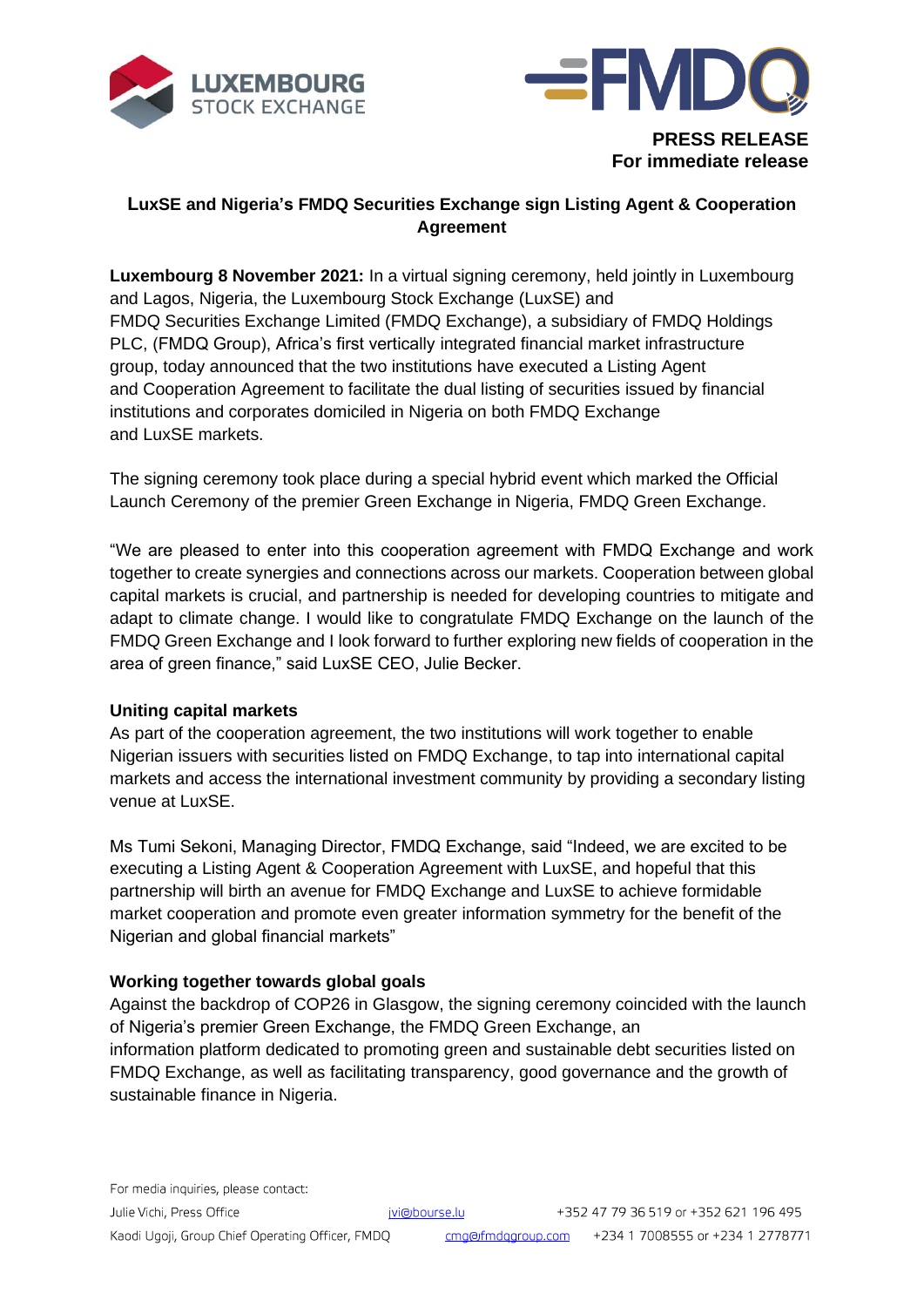**PRESS RELEASE**
**For immediate release**

## LuxSE and Nigeria's FMDQ Securities Exchange sign Listing Agent & Cooperation Agreement

**Luxembourg 8 November 2021:** In a virtual signing ceremony, held jointly in Luxembourg and Lagos, Nigeria, the Luxembourg Stock Exchange (LuxSE) and FMDQ Securities Exchange Limited (FMDQ Exchange), a subsidiary of FMDQ Holdings PLC, (FMDQ Group), Africa's first vertically integrated financial market infrastructure group, today announced that the two institutions have executed a Listing Agent and Cooperation Agreement to facilitate the dual listing of securities issued by financial institutions and corporates domiciled in Nigeria on both FMDQ Exchange and LuxSE markets.

The signing ceremony took place during a special hybrid event which marked the Official Launch Ceremony of the premier Green Exchange in Nigeria, FMDQ Green Exchange.

"We are pleased to enter into this cooperation agreement with FMDQ Exchange and work together to create synergies and connections across our markets. Cooperation between global capital markets is crucial, and partnership is needed for developing countries to mitigate and adapt to climate change. I would like to congratulate FMDQ Exchange on the launch of the FMDQ Green Exchange and I look forward to further exploring new fields of cooperation in the area of green finance," said LuxSE CEO, Julie Becker.

### Uniting capital markets

As part of the cooperation agreement, the two institutions will work together to enable Nigerian issuers with securities listed on FMDQ Exchange, to tap into international capital markets and access the international investment community by providing a secondary listing venue at LuxSE.

Ms Tumi Sekoni, Managing Director, FMDQ Exchange, said "Indeed, we are excited to be executing a Listing Agent & Cooperation Agreement with LuxSE, and hopeful that this partnership will birth an avenue for FMDQ Exchange and LuxSE to achieve formidable market cooperation and promote even greater information symmetry for the benefit of the Nigerian and global financial markets"

### Working together towards global goals

Against the backdrop of COP26 in Glasgow, the signing ceremony coincided with the launch of Nigeria's premier Green Exchange, the FMDQ Green Exchange, an information platform dedicated to promoting green and sustainable debt securities listed on FMDQ Exchange, as well as facilitating transparency, good governance and the growth of sustainable finance in Nigeria.

For media inquiries, please contact:

| | | |
|---|---|---|
| Julie Vichi, Press Office | jvi@bourse.lu | +352 47 79 36 519 or +352 621 196 495 |
| Kaodi Ugoji, Group Chief Operating Officer, FMDQ | cmg@fmdqgroup.com | +234 1 7008555 or +234 1 2778771 |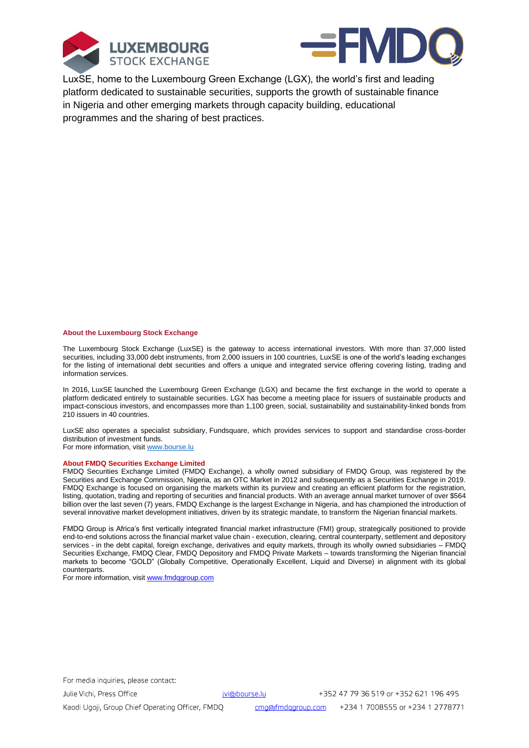LuxSE, home to the Luxembourg Green Exchange (LGX), the world's first and leading platform dedicated to sustainable securities, supports the growth of sustainable finance in Nigeria and other emerging markets through capacity building, educational programmes and the sharing of best practices.

**About the Luxembourg Stock Exchange**

The Luxembourg Stock Exchange (LuxSE) is the gateway to access international investors. With more than 37,000 listed securities, including 33,000 debt instruments, from 2,000 issuers in 100 countries, LuxSE is one of the world's leading exchanges for the listing of international debt securities and offers a unique and integrated service offering covering listing, trading and information services.

In 2016, LuxSE launched the Luxembourg Green Exchange (LGX) and became the first exchange in the world to operate a platform dedicated entirely to sustainable securities. LGX has become a meeting place for issuers of sustainable products and impact-conscious investors, and encompasses more than 1,100 green, social, sustainability and sustainability-linked bonds from 210 issuers in 40 countries.

LuxSE also operates a specialist subsidiary, Fundsquare, which provides services to support and standardise cross-border distribution of investment funds.
For more information, visit [www.bourse.lu](www.bourse.lu)

**About FMDQ Securities Exchange Limited**

FMDQ Securities Exchange Limited (FMDQ Exchange), a wholly owned subsidiary of FMDQ Group, was registered by the Securities and Exchange Commission, Nigeria, as an OTC Market in 2012 and subsequently as a Securities Exchange in 2019. FMDQ Exchange is focused on organising the markets within its purview and creating an efficient platform for the registration, listing, quotation, trading and reporting of securities and financial products. With an average annual market turnover of over $564 billion over the last seven (7) years, FMDQ Exchange is the largest Exchange in Nigeria, and has championed the introduction of several innovative market development initiatives, driven by its strategic mandate, to transform the Nigerian financial markets.

FMDQ Group is Africa's first vertically integrated financial market infrastructure (FMI) group, strategically positioned to provide end-to-end solutions across the financial market value chain - execution, clearing, central counterparty, settlement and depository services - in the debt capital, foreign exchange, derivatives and equity markets, through its wholly owned subsidiaries – FMDQ Securities Exchange, FMDQ Clear, FMDQ Depository and FMDQ Private Markets – towards transforming the Nigerian financial markets to become "GOLD" (Globally Competitive, Operationally Excellent, Liquid and Diverse) in alignment with its global counterparts.
For more information, visit [www.fmdqgroup.com](www.fmdqgroup.com)

For media inquiries, please contact:

| | | |
|---|---|---|
| Julie Vichi, Press Office | jvi@bourse.lu | +352 47 79 36 519 or +352 621 196 495 |
| Kaodi Ugoji, Group Chief Operating Officer, FMDQ | cmg@fmdqgroup.com | +234 1 7008555 or +234 1 2778771 |